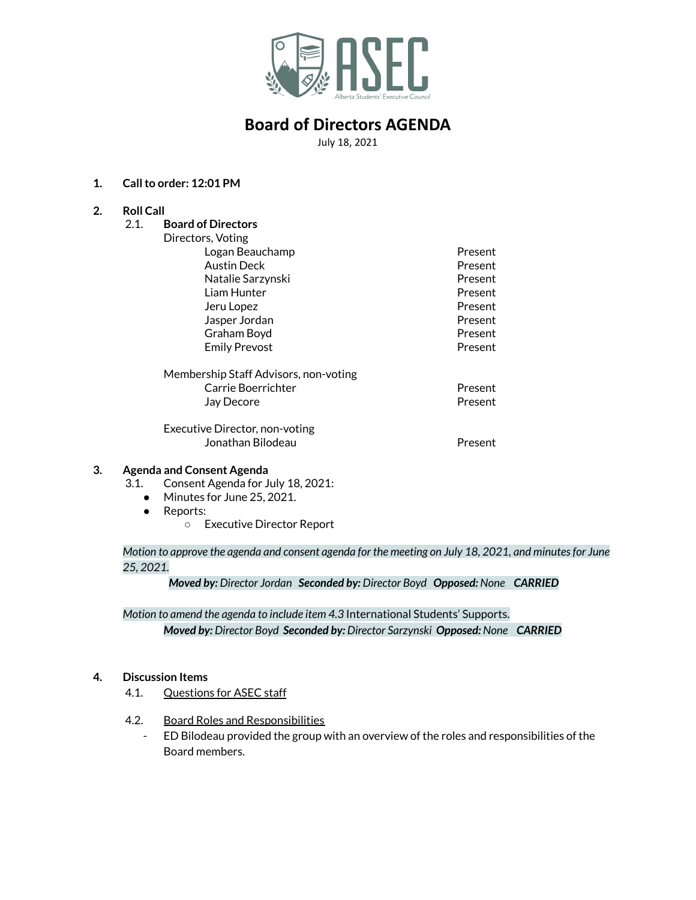ASEC

Alberta Students' Executive Council

# Board of Directors AGENDA

July 18, 2021

**1. Call to order: 12:01 PM**

**2. Roll Call**

2.1. **Board of Directors**

Directors, Voting

| Name | Status |
| --- | --- |
| Logan Beauchamp | Present |
| Austin Deck | Present |
| Natalie Sarzynski | Present |
| Liam Hunter | Present |
| Jeru Lopez | Present |
| Jasper Jordan | Present |
| Graham Boyd | Present |
| Emily Prevost | Present |

Membership Staff Advisors, non-voting

| Name | Status |
| --- | --- |
| Carrie Boerrichter | Present |
| Jay Decore | Present |

Executive Director, non-voting

| Name | Status |
| --- | --- |
| Jonathan Bilodeau | Present |

**3. Agenda and Consent Agenda**

3.1. Consent Agenda for July 18, 2021:

- Minutes for June 25, 2021.
- Reports:
  - Executive Director Report

*Motion to approve the agenda and consent agenda for the meeting on July 18, 2021, and minutes for June 25, 2021.*

***Moved by:** Director Jordan **Seconded by:** Director Boyd **Opposed:** None **CARRIED***

*Motion to amend the agenda to include item 4.3* International Students' Supports.

***Moved by:** Director Boyd **Seconded by:** Director Sarzynski **Opposed:** None **CARRIED***

**4. Discussion Items**

4.1. Questions for ASEC staff

4.2. Board Roles and Responsibilities

- ED Bilodeau provided the group with an overview of the roles and responsibilities of the Board members.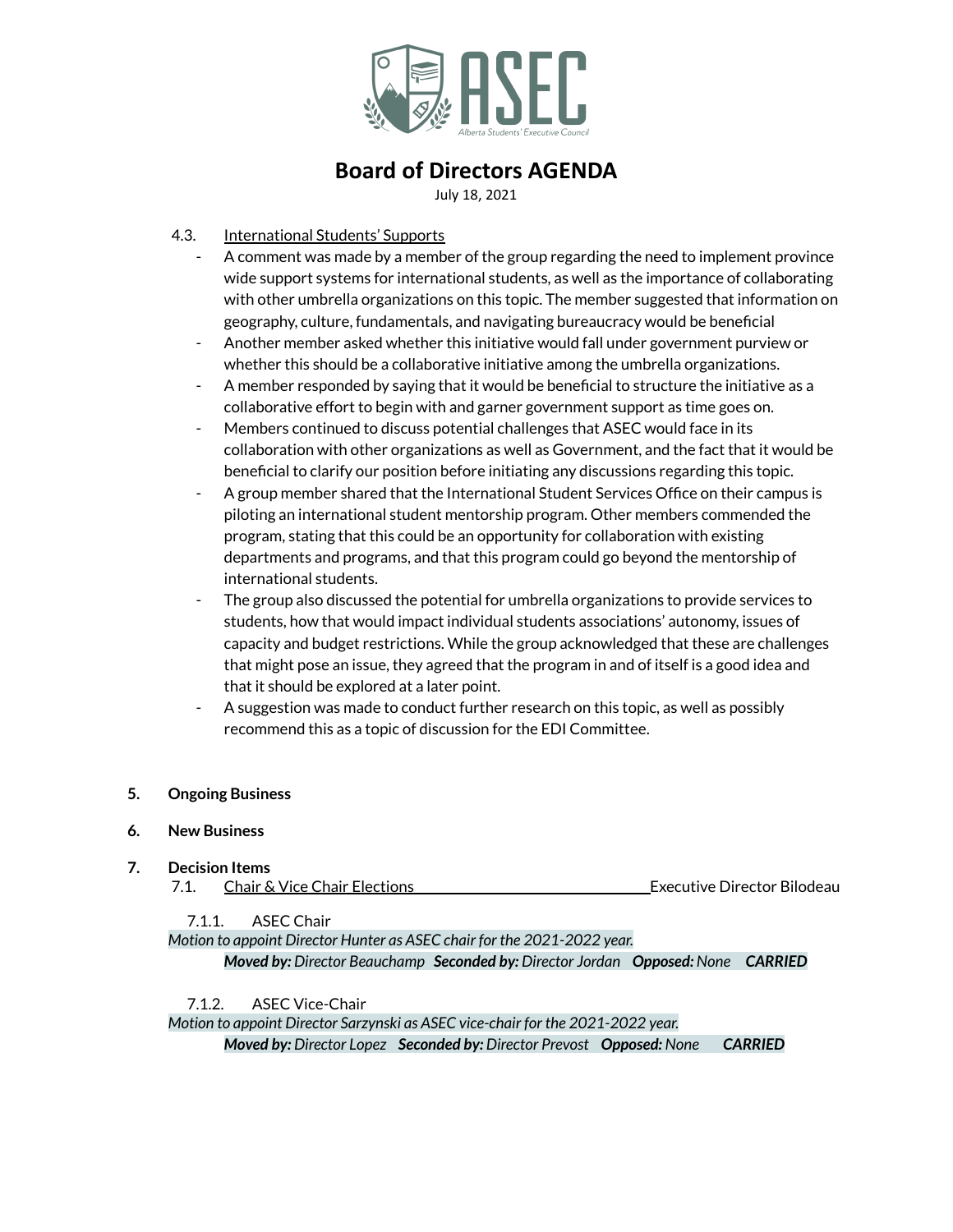# Board of Directors AGENDA

July 18, 2021

4.3. International Students' Supports

- A comment was made by a member of the group regarding the need to implement province wide support systems for international students, as well as the importance of collaborating with other umbrella organizations on this topic. The member suggested that information on geography, culture, fundamentals, and navigating bureaucracy would be beneficial
- Another member asked whether this initiative would fall under government purview or whether this should be a collaborative initiative among the umbrella organizations.
- A member responded by saying that it would be beneficial to structure the initiative as a collaborative effort to begin with and garner government support as time goes on.
- Members continued to discuss potential challenges that ASEC would face in its collaboration with other organizations as well as Government, and the fact that it would be beneficial to clarify our position before initiating any discussions regarding this topic.
- A group member shared that the International Student Services Office on their campus is piloting an international student mentorship program. Other members commended the program, stating that this could be an opportunity for collaboration with existing departments and programs, and that this program could go beyond the mentorship of international students.
- The group also discussed the potential for umbrella organizations to provide services to students, how that would impact individual students associations' autonomy, issues of capacity and budget restrictions. While the group acknowledged that these are challenges that might pose an issue, they agreed that the program in and of itself is a good idea and that it should be explored at a later point.
- A suggestion was made to conduct further research on this topic, as well as possibly recommend this as a topic of discussion for the EDI Committee.

**5. Ongoing Business**

**6. New Business**

**7. Decision Items**

7.1. Chair & Vice Chair Elections — Executive Director Bilodeau

7.1.1. ASEC Chair

*Motion to appoint Director Hunter as ASEC chair for the 2021-2022 year.*

***Moved by:*** *Director Beauchamp* ***Seconded by:*** *Director Jordan* ***Opposed:*** *None* ***CARRIED***

7.1.2. ASEC Vice-Chair

*Motion to appoint Director Sarzynski as ASEC vice-chair for the 2021-2022 year.*

***Moved by:*** *Director Lopez* ***Seconded by:*** *Director Prevost* ***Opposed:*** *None* ***CARRIED***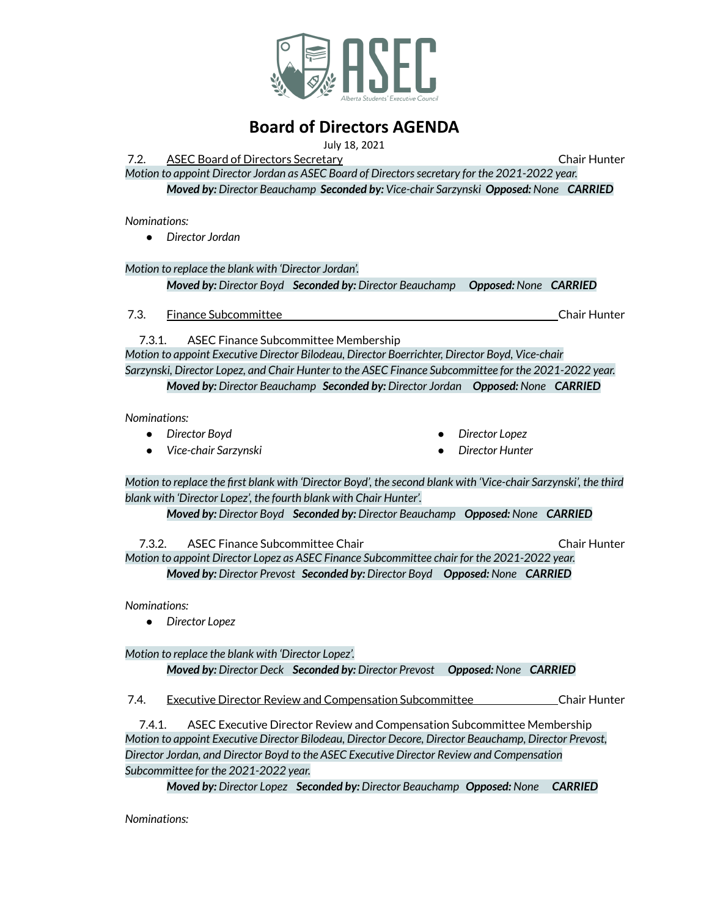# Board of Directors AGENDA

July 18, 2021

7.2. ASEC Board of Directors Secretary — Chair Hunter

*Motion to appoint Director Jordan as ASEC Board of Directors secretary for the 2021-2022 year.*

***Moved by:*** *Director Beauchamp* ***Seconded by:*** *Vice-chair Sarzynski* ***Opposed:*** *None* ***CARRIED***

*Nominations:*

- *Director Jordan*

*Motion to replace the blank with 'Director Jordan'.*

***Moved by:*** *Director Boyd* ***Seconded by:*** *Director Beauchamp* ***Opposed:*** *None* ***CARRIED***

7.3. Finance Subcommittee — Chair Hunter

7.3.1. ASEC Finance Subcommittee Membership

*Motion to appoint Executive Director Bilodeau, Director Boerrichter, Director Boyd, Vice-chair Sarzynski, Director Lopez, and Chair Hunter to the ASEC Finance Subcommittee for the 2021-2022 year.*

***Moved by:*** *Director Beauchamp* ***Seconded by:*** *Director Jordan* ***Opposed:*** *None* ***CARRIED***

*Nominations:*

- *Director Boyd*
- *Vice-chair Sarzynski*
- *Director Lopez*
- *Director Hunter*

*Motion to replace the first blank with 'Director Boyd', the second blank with 'Vice-chair Sarzynski', the third blank with 'Director Lopez', the fourth blank with Chair Hunter'.*

***Moved by:*** *Director Boyd* ***Seconded by:*** *Director Beauchamp* ***Opposed:*** *None* ***CARRIED***

7.3.2. ASEC Finance Subcommittee Chair — Chair Hunter

*Motion to appoint Director Lopez as ASEC Finance Subcommittee chair for the 2021-2022 year.*

***Moved by:*** *Director Prevost* ***Seconded by:*** *Director Boyd* ***Opposed:*** *None* ***CARRIED***

*Nominations:*

- *Director Lopez*

*Motion to replace the blank with 'Director Lopez'.*

***Moved by:*** *Director Deck* ***Seconded by:*** *Director Prevost* ***Opposed:*** *None* ***CARRIED***

7.4. Executive Director Review and Compensation Subcommittee — Chair Hunter

7.4.1. ASEC Executive Director Review and Compensation Subcommittee Membership

*Motion to appoint Executive Director Bilodeau, Director Decore, Director Beauchamp, Director Prevost, Director Jordan, and Director Boyd to the ASEC Executive Director Review and Compensation Subcommittee for the 2021-2022 year.*

***Moved by:*** *Director Lopez* ***Seconded by:*** *Director Beauchamp* ***Opposed:*** *None* ***CARRIED***

*Nominations:*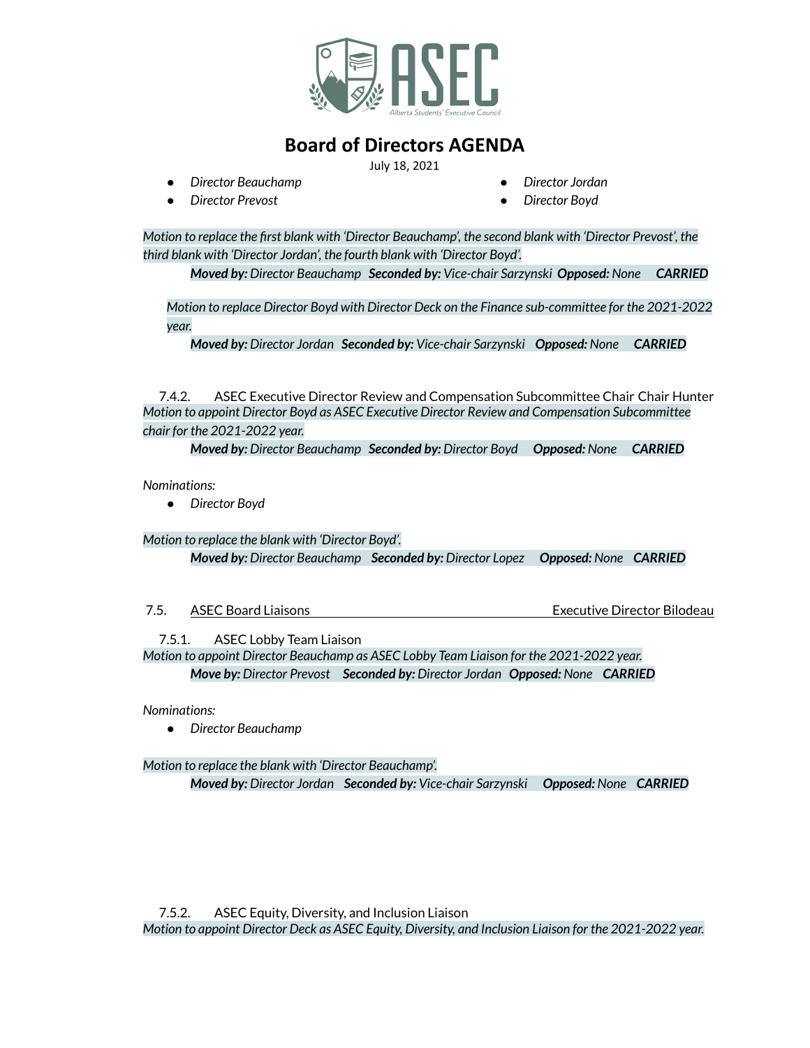# Board of Directors AGENDA

July 18, 2021

- *Director Beauchamp*
- *Director Prevost*
- *Director Jordan*
- *Director Boyd*

*Motion to replace the first blank with 'Director Beauchamp', the second blank with 'Director Prevost', the third blank with 'Director Jordan', the fourth blank with 'Director Boyd'.*

***Moved by:** Director Beauchamp* ***Seconded by:** Vice-chair Sarzynski* ***Opposed:** None* ***CARRIED***

*Motion to replace Director Boyd with Director Deck on the Finance sub-committee for the 2021-2022 year.*

***Moved by:** Director Jordan* ***Seconded by:** Vice-chair Sarzynski* ***Opposed:** None* ***CARRIED***

7.4.2. ASEC Executive Director Review and Compensation Subcommittee Chair Chair Hunter

*Motion to appoint Director Boyd as ASEC Executive Director Review and Compensation Subcommittee chair for the 2021-2022 year.*

***Moved by:** Director Beauchamp* ***Seconded by:** Director Boyd* ***Opposed:** None* ***CARRIED***

*Nominations:*

- *Director Boyd*

*Motion to replace the blank with 'Director Boyd'.*

***Moved by:** Director Beauchamp* ***Seconded by:** Director Lopez* ***Opposed:** None* ***CARRIED***

7.5. <u>ASEC Board Liaisons</u> Executive Director Bilodeau

7.5.1. ASEC Lobby Team Liaison

*Motion to appoint Director Beauchamp as ASEC Lobby Team Liaison for the 2021-2022 year.*

***Move by:** Director Prevost* ***Seconded by:** Director Jordan* ***Opposed:** None* ***CARRIED***

*Nominations:*

- *Director Beauchamp*

*Motion to replace the blank with 'Director Beauchamp'.*

***Moved by:** Director Jordan* ***Seconded by:** Vice-chair Sarzynski* ***Opposed:** None* ***CARRIED***

7.5.2. ASEC Equity, Diversity, and Inclusion Liaison

*Motion to appoint Director Deck as ASEC Equity, Diversity, and Inclusion Liaison for the 2021-2022 year.*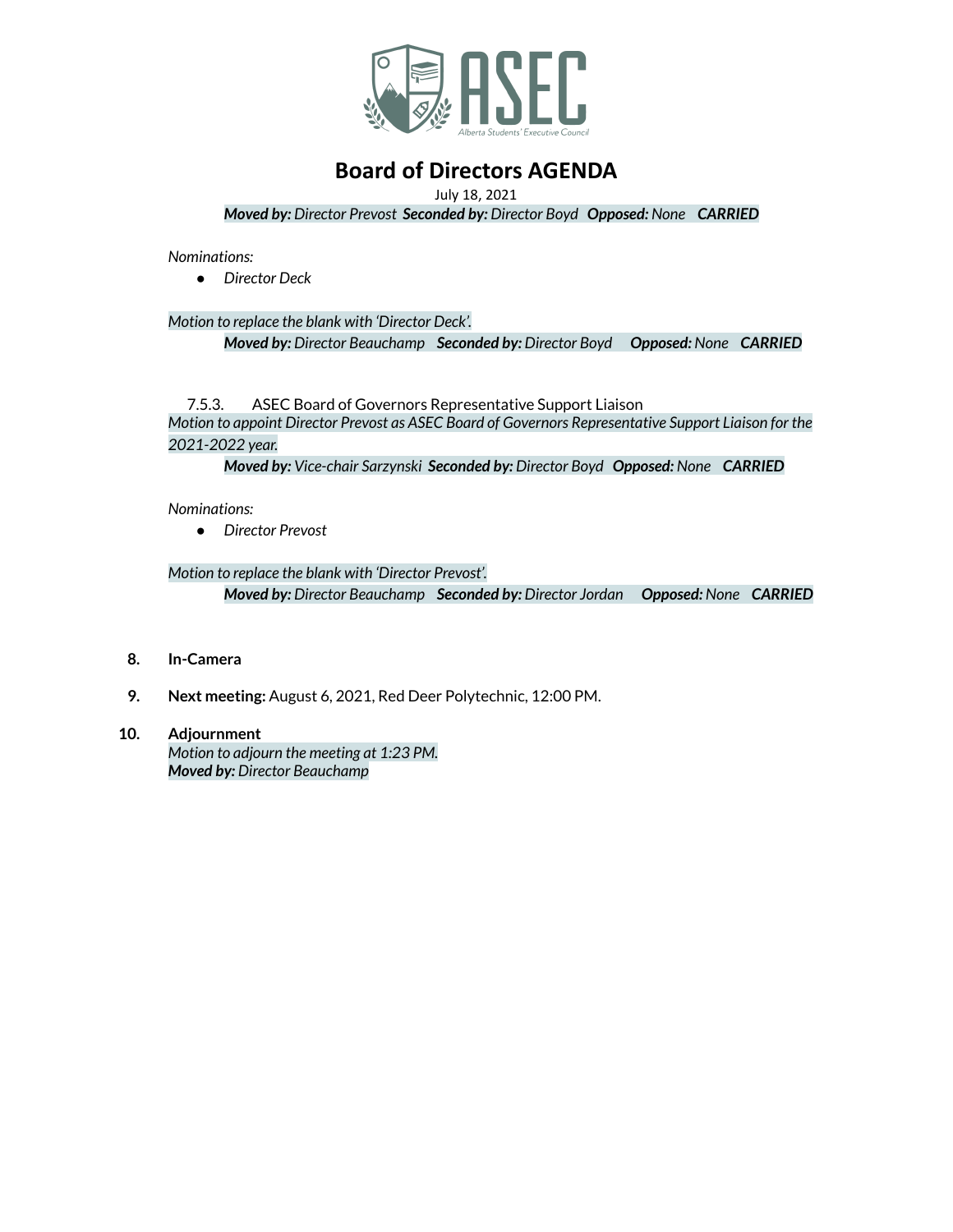# Board of Directors AGENDA

July 18, 2021

***Moved by:** Director Prevost **Seconded by:** Director Boyd **Opposed:** None **CARRIED***

*Nominations:*

- *Director Deck*

*Motion to replace the blank with 'Director Deck'.*

***Moved by:** Director Beauchamp **Seconded by:** Director Boyd **Opposed:** None **CARRIED***

7.5.3. ASEC Board of Governors Representative Support Liaison

*Motion to appoint Director Prevost as ASEC Board of Governors Representative Support Liaison for the 2021-2022 year.*

***Moved by:** Vice-chair Sarzynski **Seconded by:** Director Boyd **Opposed:** None **CARRIED***

*Nominations:*

- *Director Prevost*

*Motion to replace the blank with 'Director Prevost'.*

***Moved by:** Director Beauchamp **Seconded by:** Director Jordan **Opposed:** None **CARRIED***

8. **In-Camera**

9. **Next meeting:** August 6, 2021, Red Deer Polytechnic, 12:00 PM.

10. **Adjournment**

*Motion to adjourn the meeting at 1:23 PM.*

***Moved by:** Director Beauchamp*